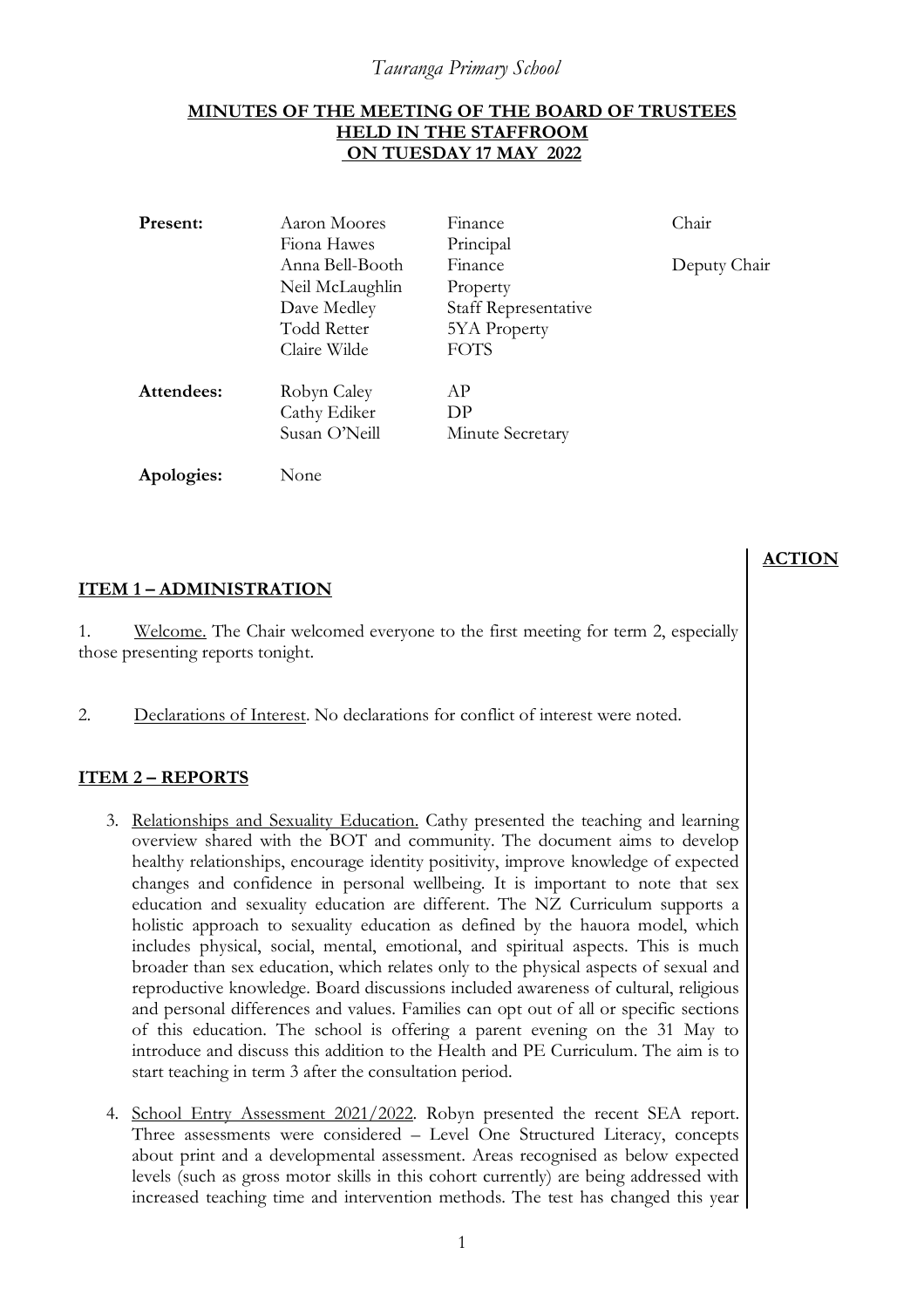*Tauranga Primary School*

**MINUTES OF THE MEETING OF THE BOARD OF TRUSTEES HELD IN THE STAFFROOM ON TUESDAY 17 MAY 2022**

| | | | |
|---|---|---|---|
| **Present:** | Aaron Moores | Finance | Chair |
| | Fiona Hawes | Principal | |
| | Anna Bell-Booth | Finance | Deputy Chair |
| | Neil McLaughlin | Property | |
| | Dave Medley | Staff Representative | |
| | Todd Retter | 5YA Property | |
| | Claire Wilde | FOTS | |
| **Attendees:** | Robyn Caley | AP | |
| | Cathy Ediker | DP | |
| | Susan O'Neill | Minute Secretary | |
| **Apologies:** | None | | |

**ACTION**

## ITEM 1 – ADMINISTRATION

1. Welcome. The Chair welcomed everyone to the first meeting for term 2, especially those presenting reports tonight.

2. Declarations of Interest. No declarations for conflict of interest were noted.

## ITEM 2 – REPORTS

3. Relationships and Sexuality Education. Cathy presented the teaching and learning overview shared with the BOT and community. The document aims to develop healthy relationships, encourage identity positivity, improve knowledge of expected changes and confidence in personal wellbeing. It is important to note that sex education and sexuality education are different. The NZ Curriculum supports a holistic approach to sexuality education as defined by the hauora model, which includes physical, social, mental, emotional, and spiritual aspects. This is much broader than sex education, which relates only to the physical aspects of sexual and reproductive knowledge. Board discussions included awareness of cultural, religious and personal differences and values. Families can opt out of all or specific sections of this education. The school is offering a parent evening on the 31 May to introduce and discuss this addition to the Health and PE Curriculum. The aim is to start teaching in term 3 after the consultation period.

4. School Entry Assessment 2021/2022. Robyn presented the recent SEA report. Three assessments were considered – Level One Structured Literacy, concepts about print and a developmental assessment. Areas recognised as below expected levels (such as gross motor skills in this cohort currently) are being addressed with increased teaching time and intervention methods. The test has changed this year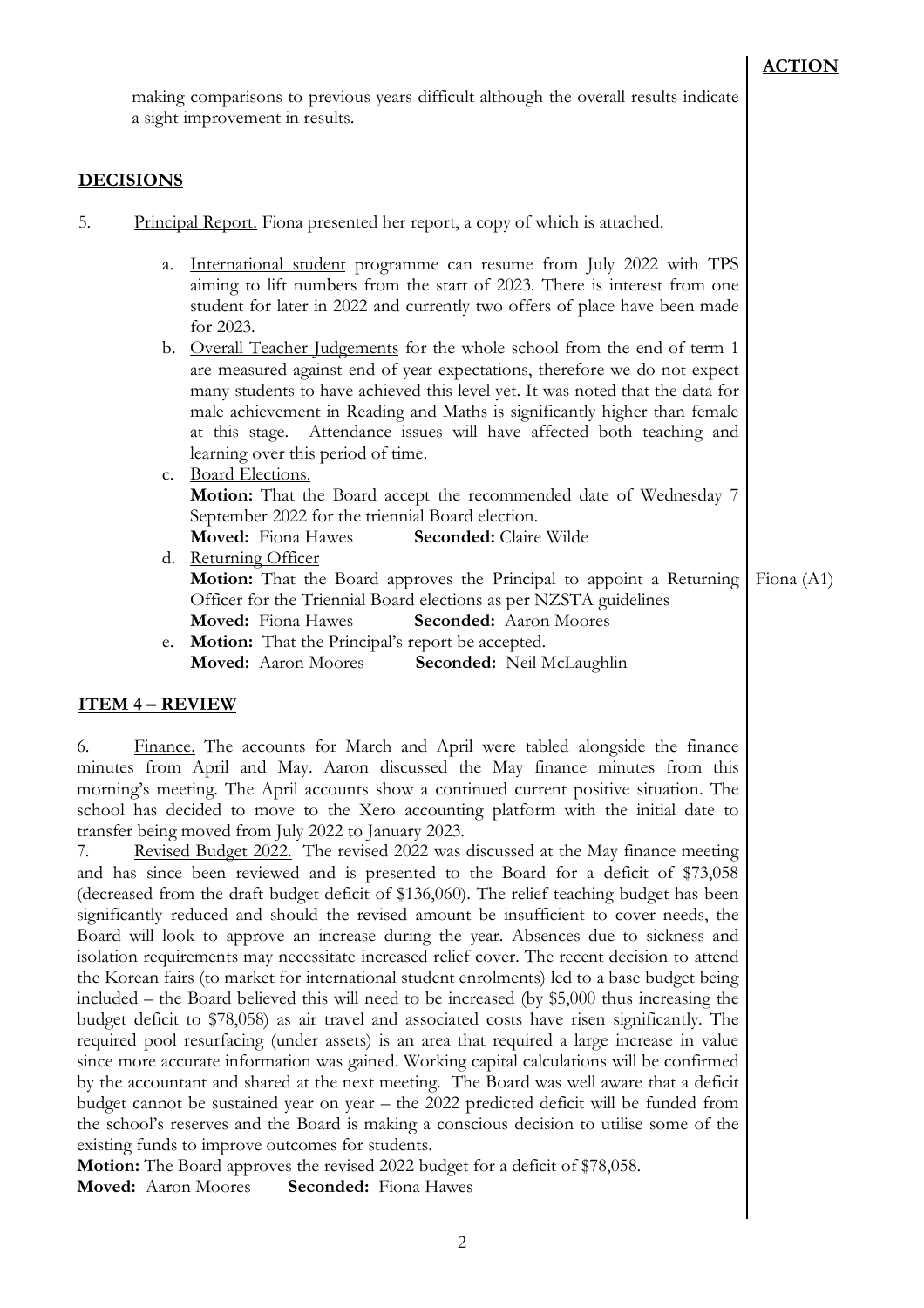**ACTION**

making comparisons to previous years difficult although the overall results indicate a sight improvement in results.

**DECISIONS**

5. Principal Report. Fiona presented her report, a copy of which is attached.

   a. International student programme can resume from July 2022 with TPS aiming to lift numbers from the start of 2023. There is interest from one student for later in 2022 and currently two offers of place have been made for 2023.

   b. Overall Teacher Judgements for the whole school from the end of term 1 are measured against end of year expectations, therefore we do not expect many students to have achieved this level yet. It was noted that the data for male achievement in Reading and Maths is significantly higher than female at this stage. Attendance issues will have affected both teaching and learning over this period of time.

   c. Board Elections.
      **Motion:** That the Board accept the recommended date of Wednesday 7 September 2022 for the triennial Board election.
      **Moved:** Fiona Hawes **Seconded:** Claire Wilde

   d. Returning Officer
      **Motion:** That the Board approves the Principal to appoint a Returning Officer for the Triennial Board elections as per NZSTA guidelines — Fiona (A1)
      **Moved:** Fiona Hawes **Seconded:** Aaron Moores

   e. **Motion:** That the Principal's report be accepted.
      **Moved:** Aaron Moores **Seconded:** Neil McLaughlin

**ITEM 4 – REVIEW**

6. Finance. The accounts for March and April were tabled alongside the finance minutes from April and May. Aaron discussed the May finance minutes from this morning's meeting. The April accounts show a continued current positive situation. The school has decided to move to the Xero accounting platform with the initial date to transfer being moved from July 2022 to January 2023.

7. Revised Budget 2022. The revised 2022 was discussed at the May finance meeting and has since been reviewed and is presented to the Board for a deficit of $73,058 (decreased from the draft budget deficit of $136,060). The relief teaching budget has been significantly reduced and should the revised amount be insufficient to cover needs, the Board will look to approve an increase during the year. Absences due to sickness and isolation requirements may necessitate increased relief cover. The recent decision to attend the Korean fairs (to market for international student enrolments) led to a base budget being included – the Board believed this will need to be increased (by $5,000 thus increasing the budget deficit to $78,058) as air travel and associated costs have risen significantly. The required pool resurfacing (under assets) is an area that required a large increase in value since more accurate information was gained. Working capital calculations will be confirmed by the accountant and shared at the next meeting. The Board was well aware that a deficit budget cannot be sustained year on year – the 2022 predicted deficit will be funded from the school's reserves and the Board is making a conscious decision to utilise some of the existing funds to improve outcomes for students.

**Motion:** The Board approves the revised 2022 budget for a deficit of $78,058.
**Moved:** Aaron Moores **Seconded:** Fiona Hawes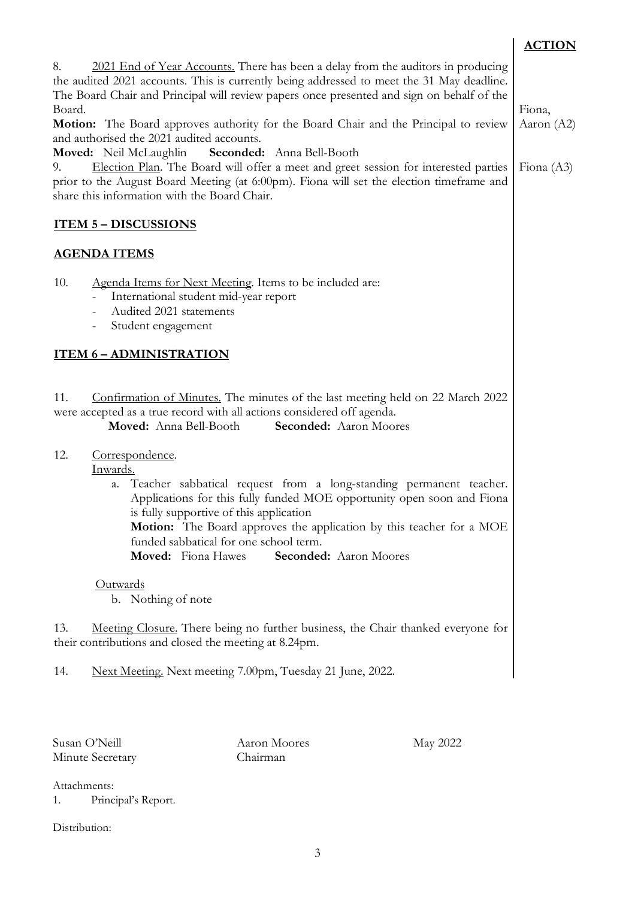**ACTION**

8. 2021 End of Year Accounts. There has been a delay from the auditors in producing the audited 2021 accounts. This is currently being addressed to meet the 31 May deadline. The Board Chair and Principal will review papers once presented and sign on behalf of the Board. — *Action: Fiona, Aaron (A2)*

**Motion:** The Board approves authority for the Board Chair and the Principal to review and authorised the 2021 audited accounts.

**Moved:** Neil McLaughlin **Seconded:** Anna Bell-Booth

9. Election Plan. The Board will offer a meet and greet session for interested parties prior to the August Board Meeting (at 6:00pm). Fiona will set the election timeframe and share this information with the Board Chair. — *Action: Fiona (A3)*

## ITEM 5 – DISCUSSIONS

### AGENDA ITEMS

10. Agenda Items for Next Meeting. Items to be included are:
    - International student mid-year report
    - Audited 2021 statements
    - Student engagement

## ITEM 6 – ADMINISTRATION

11. Confirmation of Minutes. The minutes of the last meeting held on 22 March 2022 were accepted as a true record with all actions considered off agenda.

    **Moved:** Anna Bell-Booth **Seconded:** Aaron Moores

12. Correspondence.

    Inwards.

    a. Teacher sabbatical request from a long-standing permanent teacher. Applications for this fully funded MOE opportunity open soon and Fiona is fully supportive of this application

    **Motion:** The Board approves the application by this teacher for a MOE funded sabbatical for one school term.

    **Moved:** Fiona Hawes **Seconded:** Aaron Moores

    Outwards

    b. Nothing of note

13. Meeting Closure. There being no further business, the Chair thanked everyone for their contributions and closed the meeting at 8.24pm.

14. Next Meeting. Next meeting 7.00pm, Tuesday 21 June, 2022.

Susan O'Neill
Minute Secretary

Aaron Moores
Chairman

May 2022

Attachments:
1. Principal's Report.

Distribution: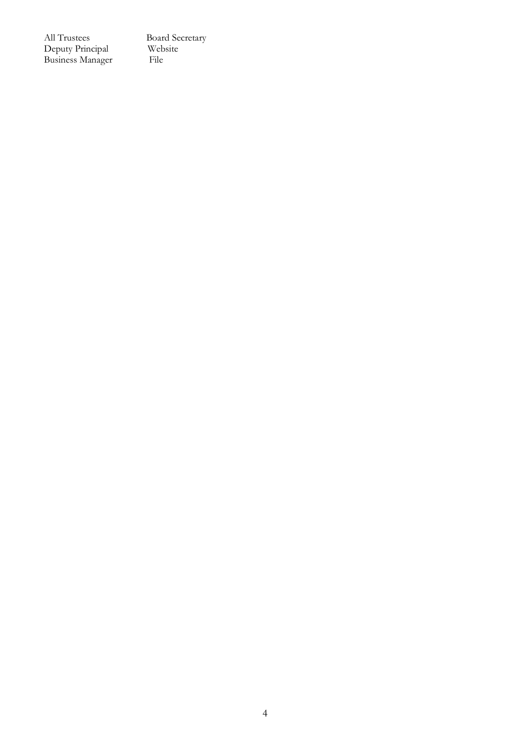| | |
|---|---|
| All Trustees | Board Secretary |
| Deputy Principal | Website |
| Business Manager | File |